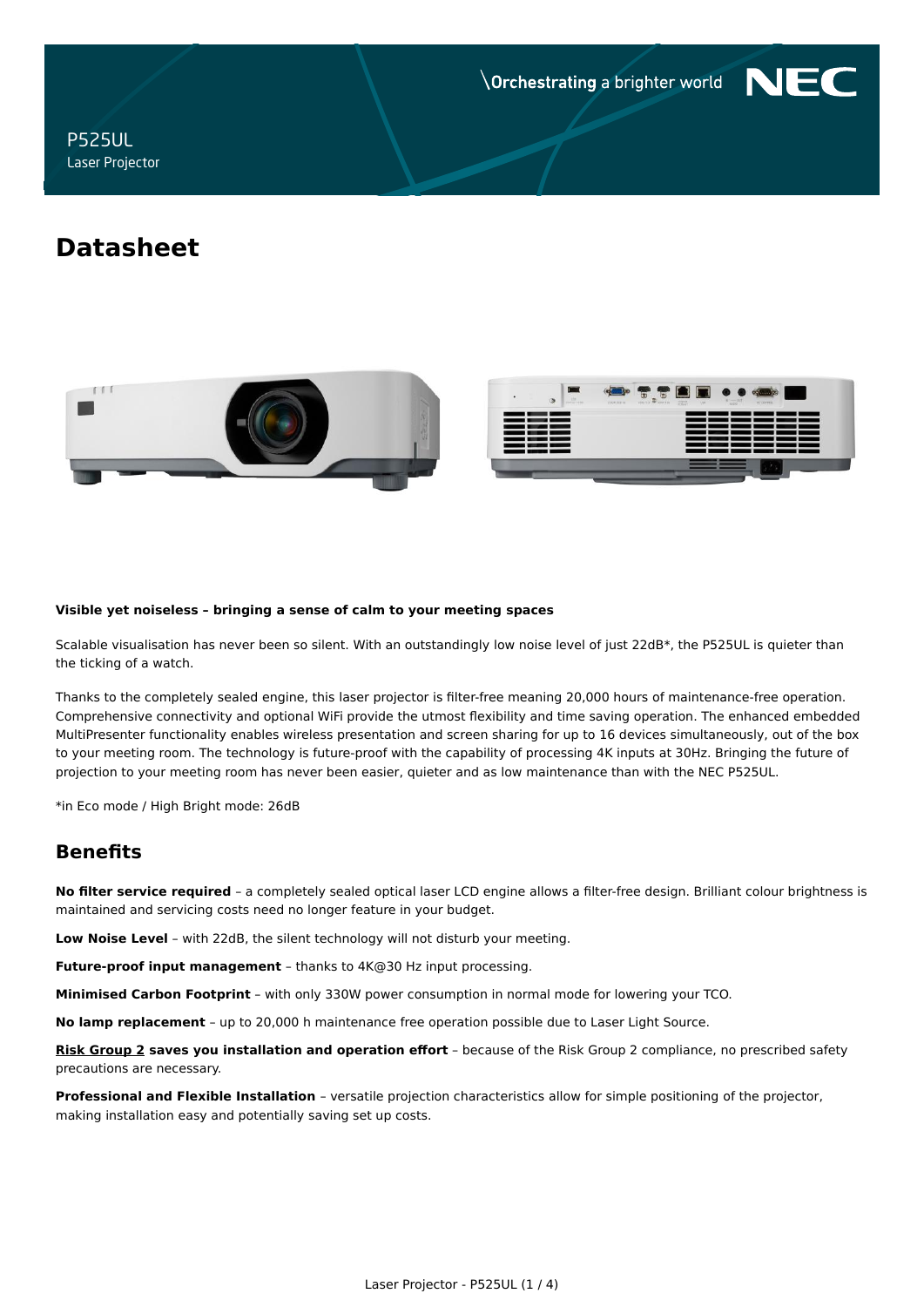\Orchestrating a brighter world NEC

P525UL
Laser Projector

# Datasheet

**Visible yet noiseless – bringing a sense of calm to your meeting spaces**

Scalable visualisation has never been so silent. With an outstandingly low noise level of just 22dB*, the P525UL is quieter than the ticking of a watch.

Thanks to the completely sealed engine, this laser projector is filter-free meaning 20,000 hours of maintenance-free operation. Comprehensive connectivity and optional WiFi provide the utmost flexibility and time saving operation. The enhanced embedded MultiPresenter functionality enables wireless presentation and screen sharing for up to 16 devices simultaneously, out of the box to your meeting room. The technology is future-proof with the capability of processing 4K inputs at 30Hz. Bringing the future of projection to your meeting room has never been easier, quieter and as low maintenance than with the NEC P525UL.

*in Eco mode / High Bright mode: 26dB

## Benefits

**No filter service required** – a completely sealed optical laser LCD engine allows a filter-free design. Brilliant colour brightness is maintained and servicing costs need no longer feature in your budget.

**Low Noise Level** – with 22dB, the silent technology will not disturb your meeting.

**Future-proof input management** – thanks to 4K@30 Hz input processing.

**Minimised Carbon Footprint** – with only 330W power consumption in normal mode for lowering your TCO.

**No lamp replacement** – up to 20,000 h maintenance free operation possible due to Laser Light Source.

**Risk Group 2 saves you installation and operation effort** – because of the Risk Group 2 compliance, no prescribed safety precautions are necessary.

**Professional and Flexible Installation** – versatile projection characteristics allow for simple positioning of the projector, making installation easy and potentially saving set up costs.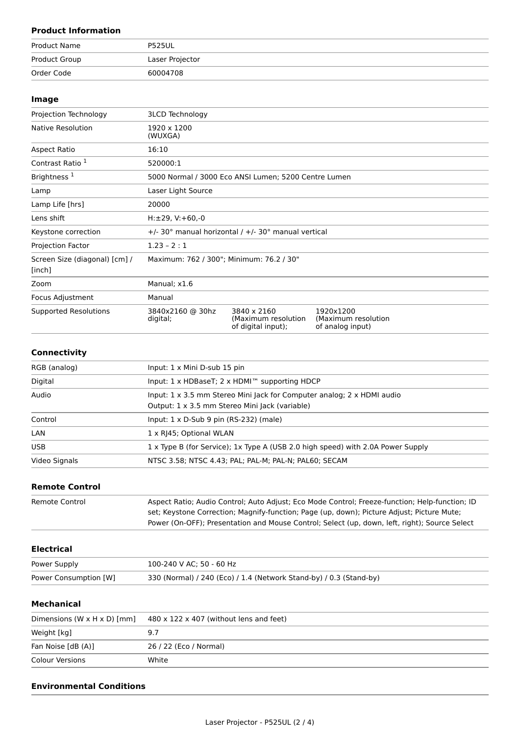### Product Information

| | |
|---|---|
| Product Name | P525UL |
| Product Group | Laser Projector |
| Order Code | 60004708 |

### Image

| | |
|---|---|
| Projection Technology | 3LCD Technology |
| Native Resolution | 1920 x 1200 (WUXGA) |
| Aspect Ratio | 16:10 |
| Contrast Ratio [1] | 520000:1 |
| Brightness [1] | 5000 Normal / 3000 Eco ANSI Lumen; 5200 Centre Lumen |
| Lamp | Laser Light Source |
| Lamp Life [hrs] | 20000 |
| Lens shift | H:±29, V:+60,-0 |
| Keystone correction | +/- 30° manual horizontal / +/- 30° manual vertical |
| Projection Factor | 1.23 – 2 : 1 |
| Screen Size (diagonal) [cm] / [inch] | Maximum: 762 / 300"; Minimum: 76.2 / 30" |
| Zoom | Manual; x1.6 |
| Focus Adjustment | Manual |
| Supported Resolutions | 3840x2160 @ 30hz digital; 3840 x 2160 (Maximum resolution of digital input); 1920x1200 (Maximum resolution of analog input) |

### Connectivity

| | |
|---|---|
| RGB (analog) | Input: 1 x Mini D-sub 15 pin |
| Digital | Input: 1 x HDBaseT; 2 x HDMI™ supporting HDCP |
| Audio | Input: 1 x 3.5 mm Stereo Mini Jack for Computer analog; 2 x HDMI audio<br>Output: 1 x 3.5 mm Stereo Mini Jack (variable) |
| Control | Input: 1 x D-Sub 9 pin (RS-232) (male) |
| LAN | 1 x RJ45; Optional WLAN |
| USB | 1 x Type B (for Service); 1x Type A (USB 2.0 high speed) with 2.0A Power Supply |
| Video Signals | NTSC 3.58; NTSC 4.43; PAL; PAL-M; PAL-N; PAL60; SECAM |

### Remote Control

| | |
|---|---|
| Remote Control | Aspect Ratio; Audio Control; Auto Adjust; Eco Mode Control; Freeze-function; Help-function; ID set; Keystone Correction; Magnify-function; Page (up, down); Picture Adjust; Picture Mute; Power (On-OFF); Presentation and Mouse Control; Select (up, down, left, right); Source Select |

### Electrical

| | |
|---|---|
| Power Supply | 100-240 V AC; 50 - 60 Hz |
| Power Consumption [W] | 330 (Normal) / 240 (Eco) / 1.4 (Network Stand-by) / 0.3 (Stand-by) |

### Mechanical

| | |
|---|---|
| Dimensions (W x H x D) [mm] | 480 x 122 x 407 (without lens and feet) |
| Weight [kg] | 9.7 |
| Fan Noise [dB (A)] | 26 / 22 (Eco / Normal) |
| Colour Versions | White |

### Environmental Conditions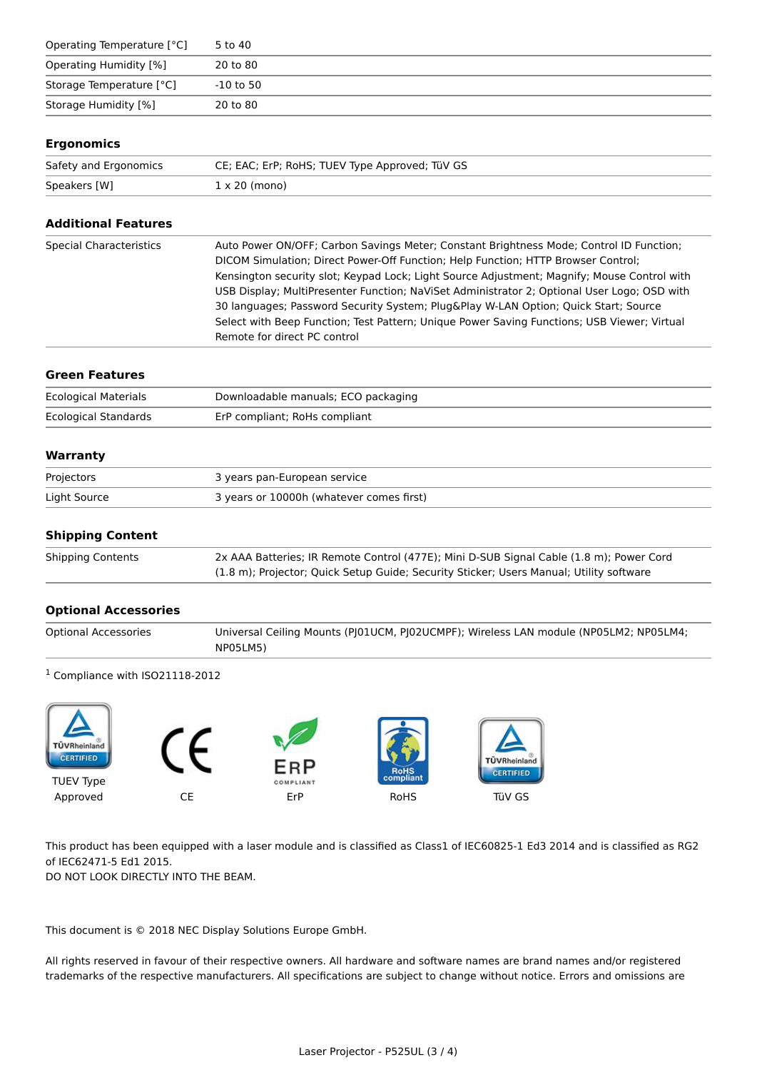| | |
|---|---|
| Operating Temperature [°C] | 5 to 40 |
| Operating Humidity [%] | 20 to 80 |
| Storage Temperature [°C] | -10 to 50 |
| Storage Humidity [%] | 20 to 80 |

### Ergonomics

| | |
|---|---|
| Safety and Ergonomics | CE; EAC; ErP; RoHS; TUEV Type Approved; TüV GS |
| Speakers [W] | 1 x 20 (mono) |

### Additional Features

| | |
|---|---|
| Special Characteristics | Auto Power ON/OFF; Carbon Savings Meter; Constant Brightness Mode; Control ID Function; DICOM Simulation; Direct Power-Off Function; Help Function; HTTP Browser Control; Kensington security slot; Keypad Lock; Light Source Adjustment; Magnify; Mouse Control with USB Display; MultiPresenter Function; NaViSet Administrator 2; Optional User Logo; OSD with 30 languages; Password Security System; Plug&Play W-LAN Option; Quick Start; Source Select with Beep Function; Test Pattern; Unique Power Saving Functions; USB Viewer; Virtual Remote for direct PC control |

### Green Features

| | |
|---|---|
| Ecological Materials | Downloadable manuals; ECO packaging |
| Ecological Standards | ErP compliant; RoHs compliant |

### Warranty

| | |
|---|---|
| Projectors | 3 years pan-European service |
| Light Source | 3 years or 10000h (whatever comes first) |

### Shipping Content

| | |
|---|---|
| Shipping Contents | 2x AAA Batteries; IR Remote Control (477E); Mini D-SUB Signal Cable (1.8 m); Power Cord (1.8 m); Projector; Quick Setup Guide; Security Sticker; Users Manual; Utility software |

### Optional Accessories

| | |
|---|---|
| Optional Accessories | Universal Ceiling Mounts (PJ01UCM, PJ02UCMPF); Wireless LAN module (NP05LM2; NP05LM4; NP05LM5) |

[1] Compliance with ISO21118-2012

TUEV Type Approved

CE

ErP

RoHS

TüV GS

This product has been equipped with a laser module and is classified as Class1 of IEC60825-1 Ed3 2014 and is classified as RG2 of IEC62471-5 Ed1 2015.
DO NOT LOOK DIRECTLY INTO THE BEAM.

This document is © 2018 NEC Display Solutions Europe GmbH.

All rights reserved in favour of their respective owners. All hardware and software names are brand names and/or registered trademarks of the respective manufacturers. All specifications are subject to change without notice. Errors and omissions are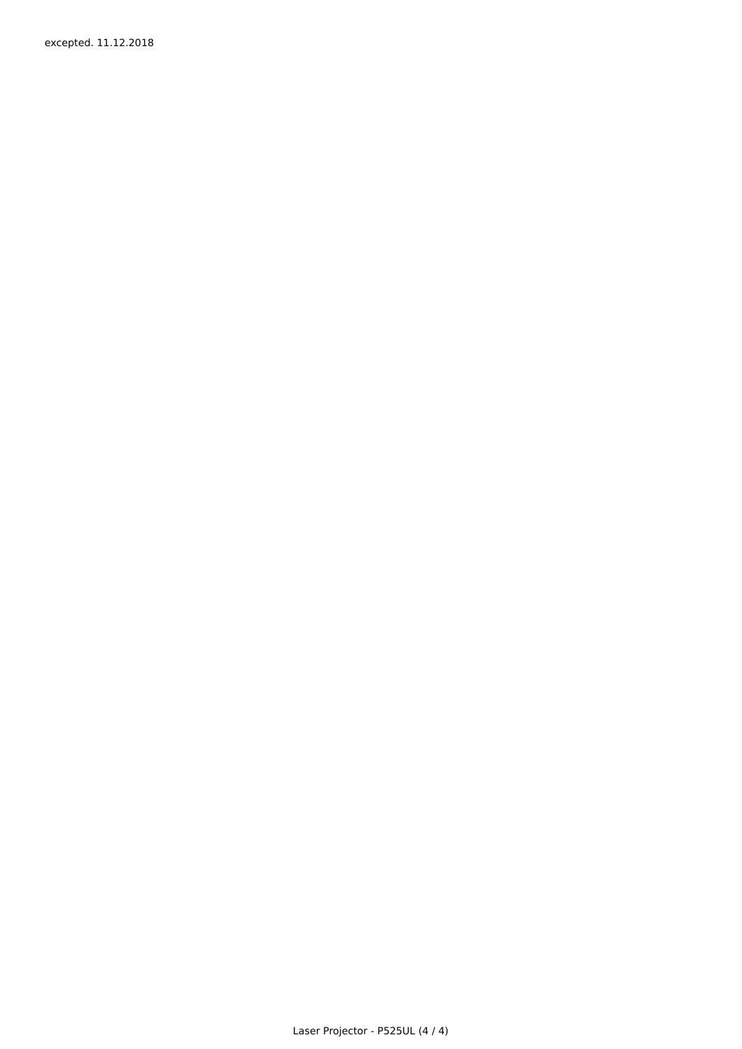excepted. 11.12.2018